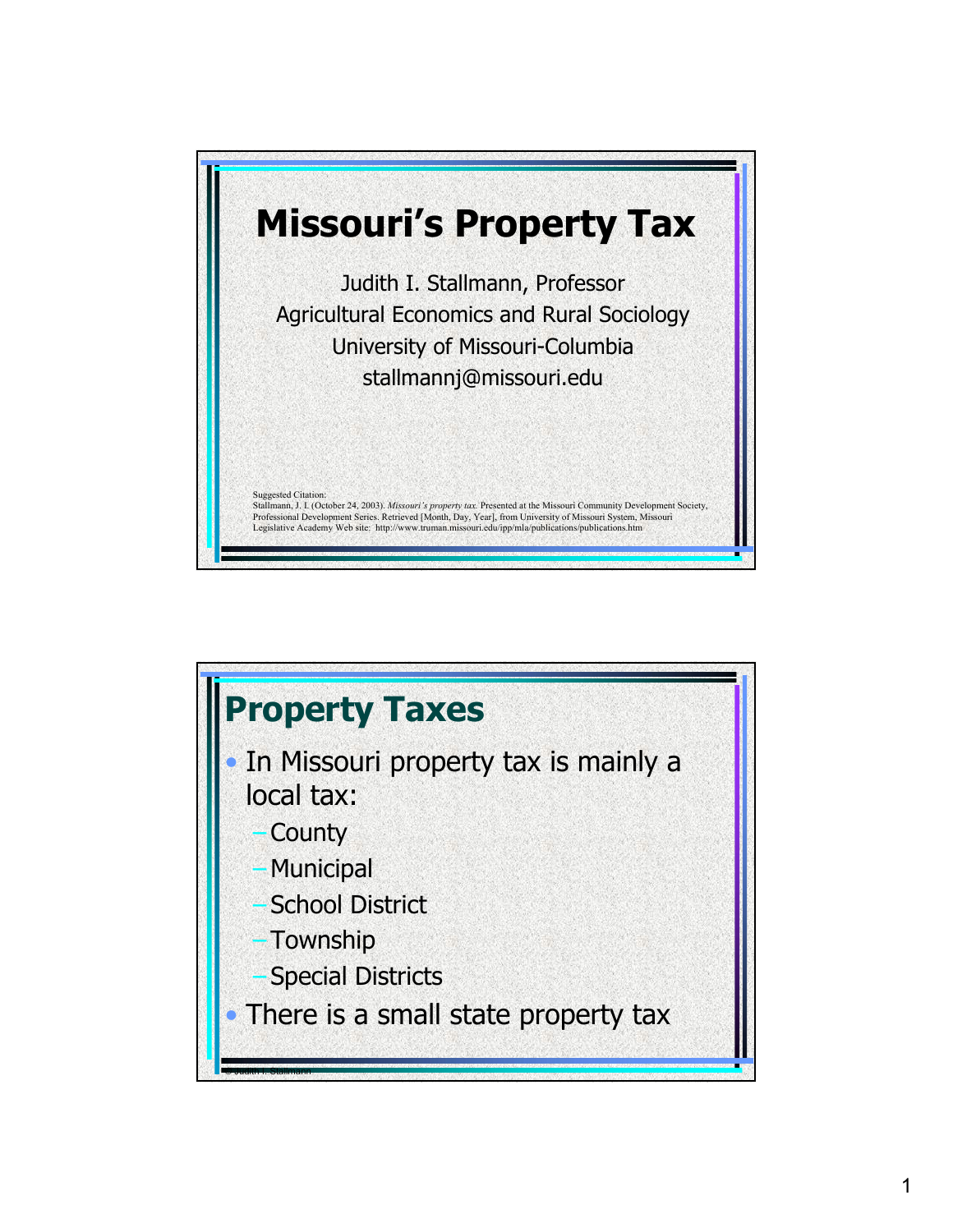# Missouri's Property Tax

Judith I. Stallmann, Professor
Agricultural Economics and Rural Sociology
University of Missouri-Columbia
stallmannj@missouri.edu

Suggested Citation:
Stallmann, J. I. (October 24, 2003). *Missouri's property tax.* Presented at the Missouri Community Development Society, Professional Development Series. Retrieved [Month, Day, Year], from University of Missouri System, Missouri Legislative Academy Web site: http://www.truman.missouri.edu/ipp/mla/publications/publications.htm

## Property Taxes

- In Missouri property tax is mainly a local tax:
  - County
  - Municipal
  - School District
  - Township
  - Special Districts
- There is a small state property tax

© Judith I. Stallmann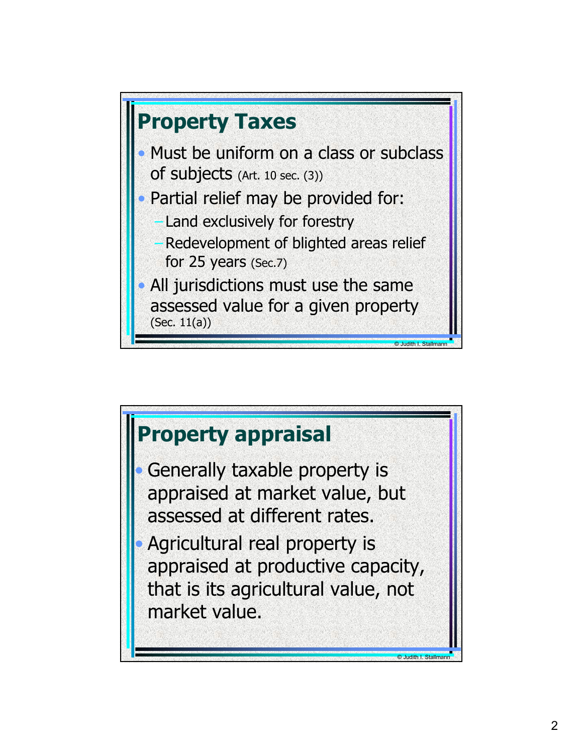## Property Taxes

- Must be uniform on a class or subclass of subjects (Art. 10 sec. (3))
- Partial relief may be provided for:
  - Land exclusively for forestry
  - Redevelopment of blighted areas relief for 25 years (Sec.7)
- All jurisdictions must use the same assessed value for a given property (Sec. 11(a))

© Judith I. Stallmann

## Property appraisal

- Generally taxable property is appraised at market value, but assessed at different rates.
- Agricultural real property is appraised at productive capacity, that is its agricultural value, not market value.

© Judith I. Stallmann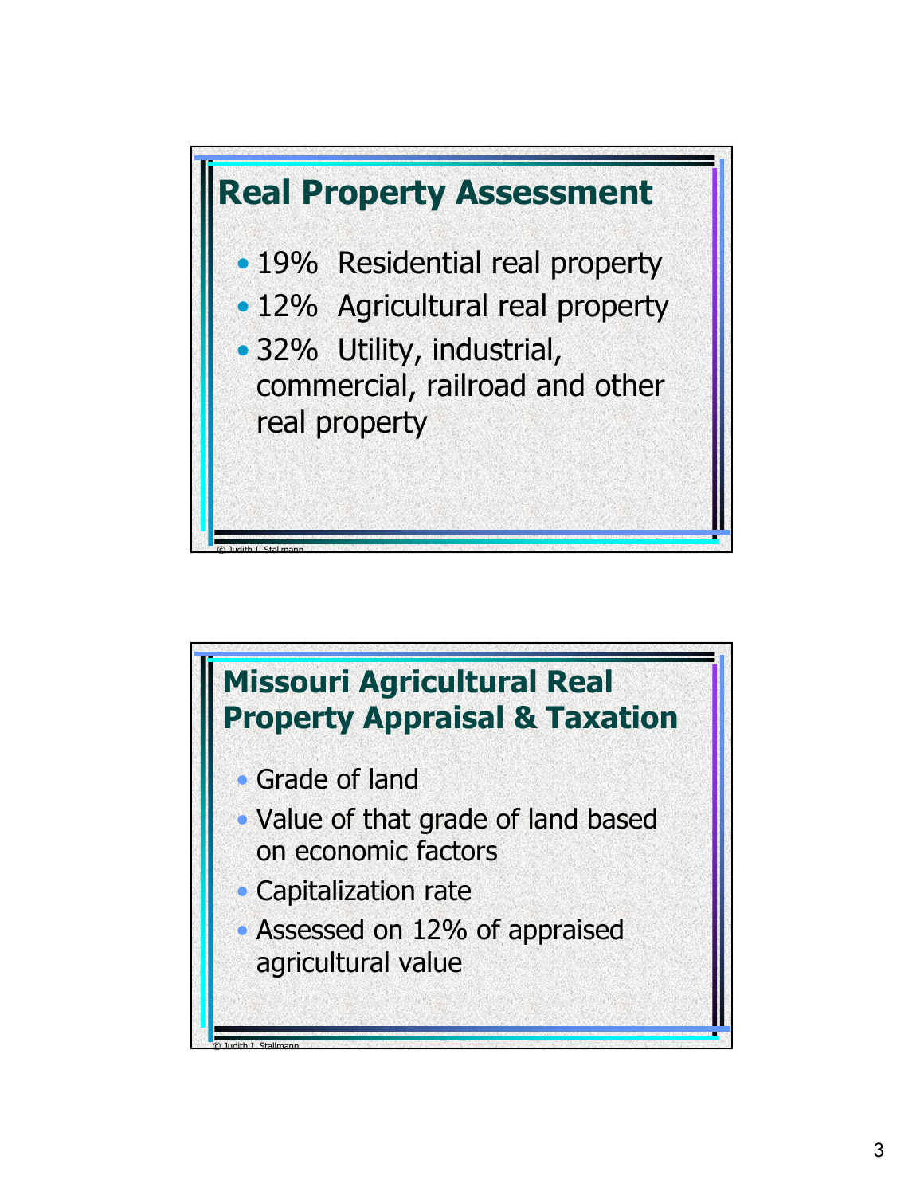## Real Property Assessment

- 19% Residential real property
- 12% Agricultural real property
- 32% Utility, industrial, commercial, railroad and other real property

© Judith I. Stallmann

## Missouri Agricultural Real Property Appraisal & Taxation

- Grade of land
- Value of that grade of land based on economic factors
- Capitalization rate
- Assessed on 12% of appraised agricultural value

© Judith I. Stallmann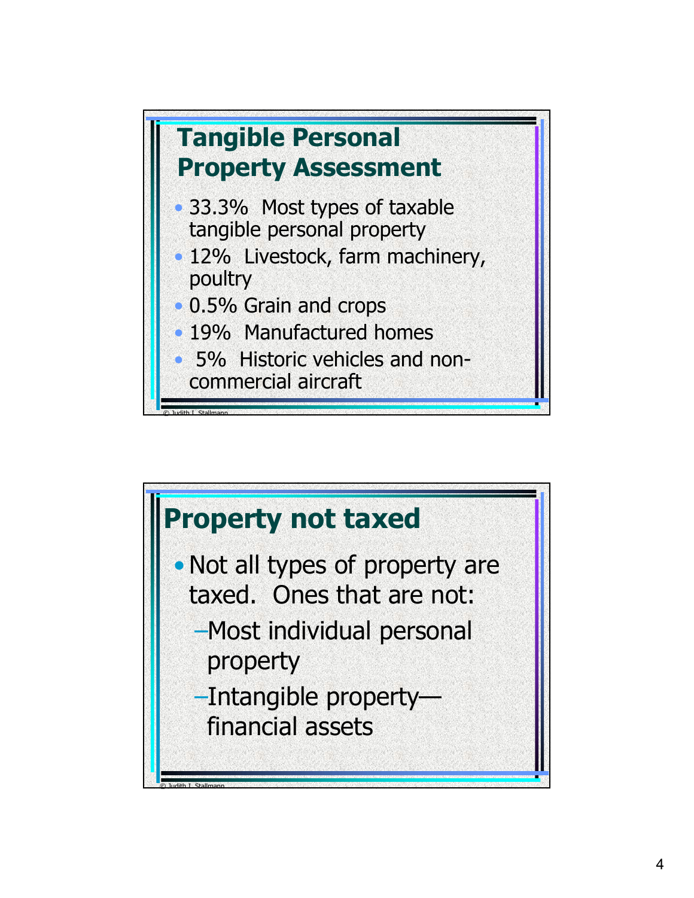## Tangible Personal Property Assessment

- 33.3% Most types of taxable tangible personal property
- 12% Livestock, farm machinery, poultry
- 0.5% Grain and crops
- 19% Manufactured homes
- 5% Historic vehicles and non-commercial aircraft

© Judith I. Stallmann

## Property not taxed

- Not all types of property are taxed. Ones that are not:
  - Most individual personal property
  - Intangible property—financial assets

© Judith I. Stallmann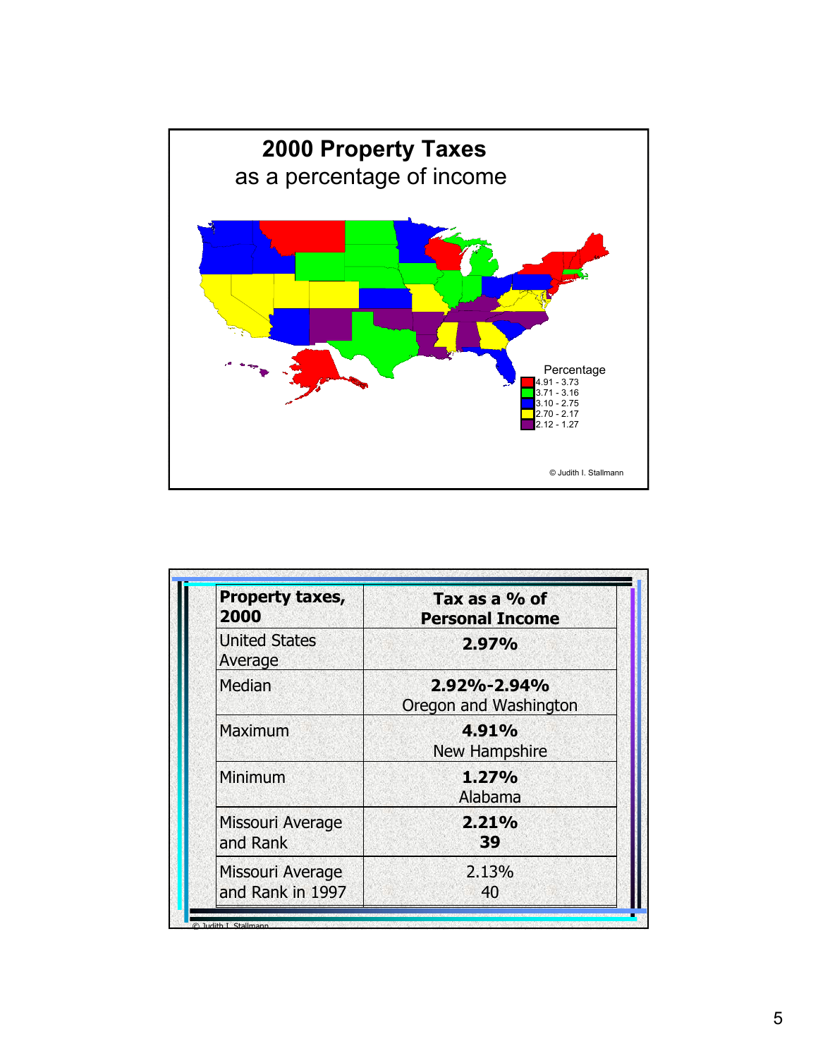## 2000 Property Taxes

as a percentage of income

Percentage

- 4.91 - 3.73
- 3.71 - 3.16
- 3.10 - 2.75
- 2.70 - 2.17
- 2.12 - 1.27

© Judith I. Stallmann

| Property taxes, 2000 | Tax as a % of Personal Income |
| --- | --- |
| United States Average | **2.97%** |
| Median | **2.92%-2.94%** Oregon and Washington |
| Maximum | **4.91%** New Hampshire |
| Minimum | **1.27%** Alabama |
| Missouri Average and Rank | **2.21%** **39** |
| Missouri Average and Rank in 1997 | 2.13% 40 |

© Judith I. Stallmann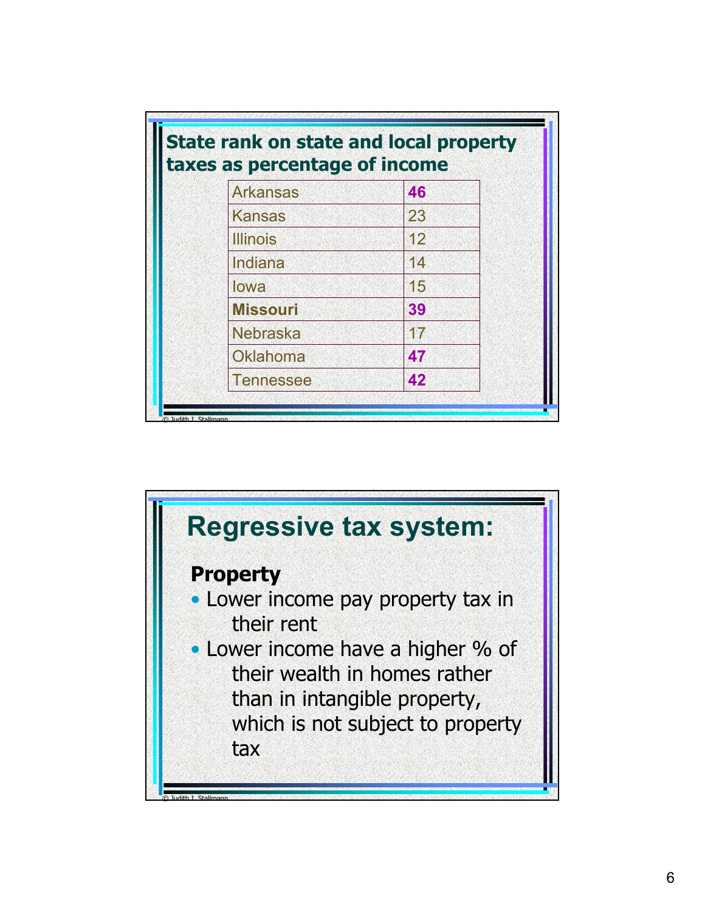## State rank on state and local property taxes as percentage of income

| | |
|---|---|
| Arkansas | **46** |
| Kansas | 23 |
| Illinois | 12 |
| Indiana | 14 |
| Iowa | 15 |
| **Missouri** | **39** |
| Nebraska | 17 |
| Oklahoma | **47** |
| Tennessee | **42** |

© Judith I. Stallmann

# Regressive tax system:

**Property**

- Lower income pay property tax in their rent
- Lower income have a higher % of their wealth in homes rather than in intangible property, which is not subject to property tax

© Judith I. Stallmann